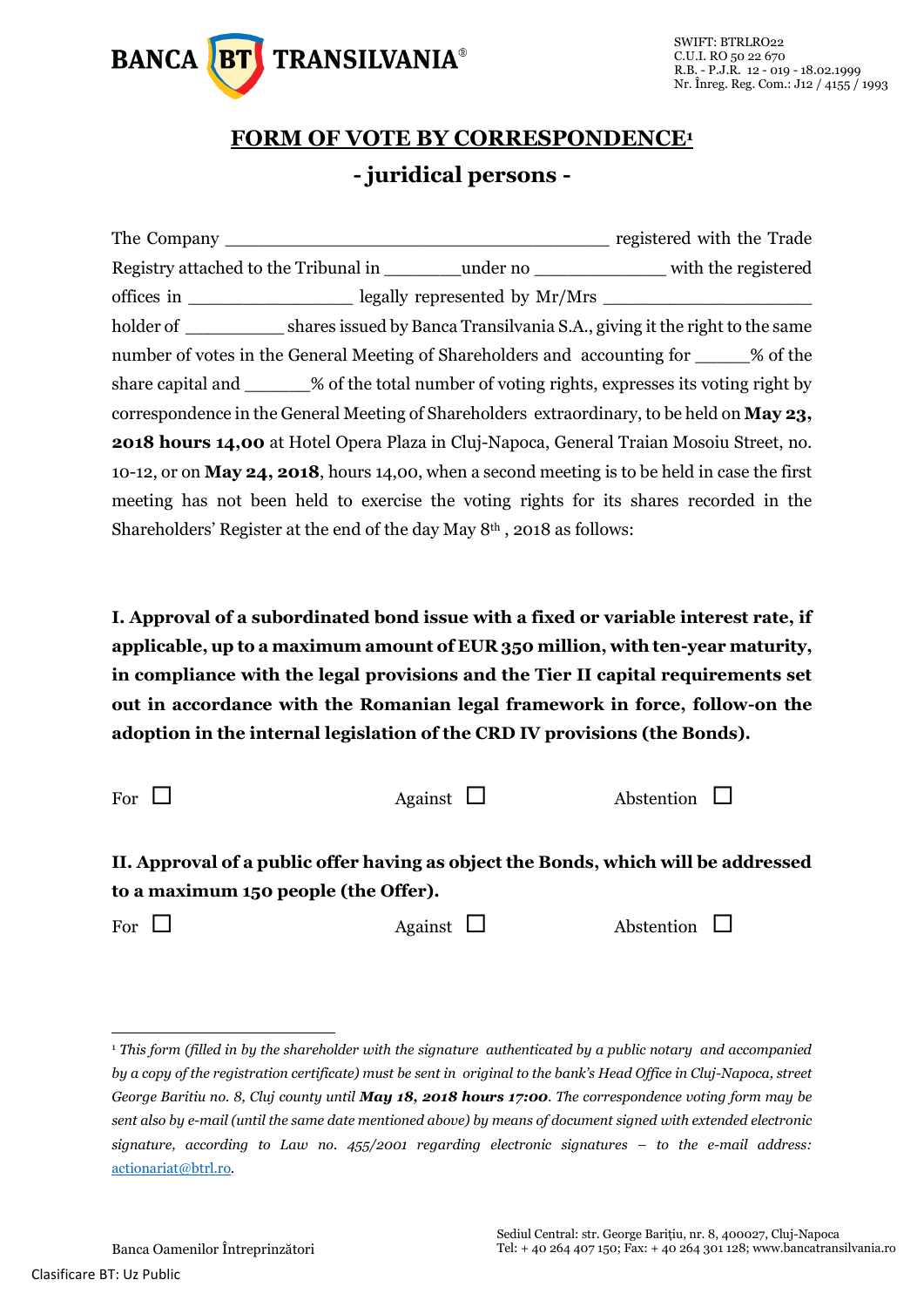BANCA BT TRANSILVANIA®

SWIFT: BTRLRO22
C.U.I. RO 50 22 670
R.B. - P.J.R. 12 - 019 - 18.02.1999
Nr. Înreg. Reg. Com.: J12 / 4155 / 1993

# FORM OF VOTE BY CORRESPONDENCE[1]

## - juridical persons -

The Company ________________________________________ registered with the Trade Registry attached to the Tribunal in ________under no ______________ with the registered offices in ________________ legally represented by Mr/Mrs ____________________ holder of __________ shares issued by Banca Transilvania S.A., giving it the right to the same number of votes in the General Meeting of Shareholders and accounting for ______% of the share capital and _______% of the total number of voting rights, expresses its voting right by correspondence in the General Meeting of Shareholders extraordinary, to be held on **May 23, 2018 hours 14,00** at Hotel Opera Plaza in Cluj-Napoca, General Traian Mosoiu Street, no. 10-12, or on **May 24, 2018**, hours 14,00, when a second meeting is to be held in case the first meeting has not been held to exercise the voting rights for its shares recorded in the Shareholders' Register at the end of the day May 8th , 2018 as follows:

**I. Approval of a subordinated bond issue with a fixed or variable interest rate, if applicable, up to a maximum amount of EUR 350 million, with ten-year maturity, in compliance with the legal provisions and the Tier II capital requirements set out in accordance with the Romanian legal framework in force, follow-on the adoption in the internal legislation of the CRD IV provisions (the Bonds).**

For ☐ Against ☐ Abstention ☐

**II. Approval of a public offer having as object the Bonds, which will be addressed to a maximum 150 people (the Offer).**

For ☐ Against ☐ Abstention ☐

---

[1] *This form (filled in by the shareholder with the signature authenticated by a public notary and accompanied by a copy of the registration certificate) must be sent in original to the bank's Head Office in Cluj-Napoca, street George Baritiu no. 8, Cluj county until **May 18, 2018 hours 17:00**. The correspondence voting form may be sent also by e-mail (until the same date mentioned above) by means of document signed with extended electronic signature, according to Law no. 455/2001 regarding electronic signatures – to the e-mail address:* actionariat@btrl.ro.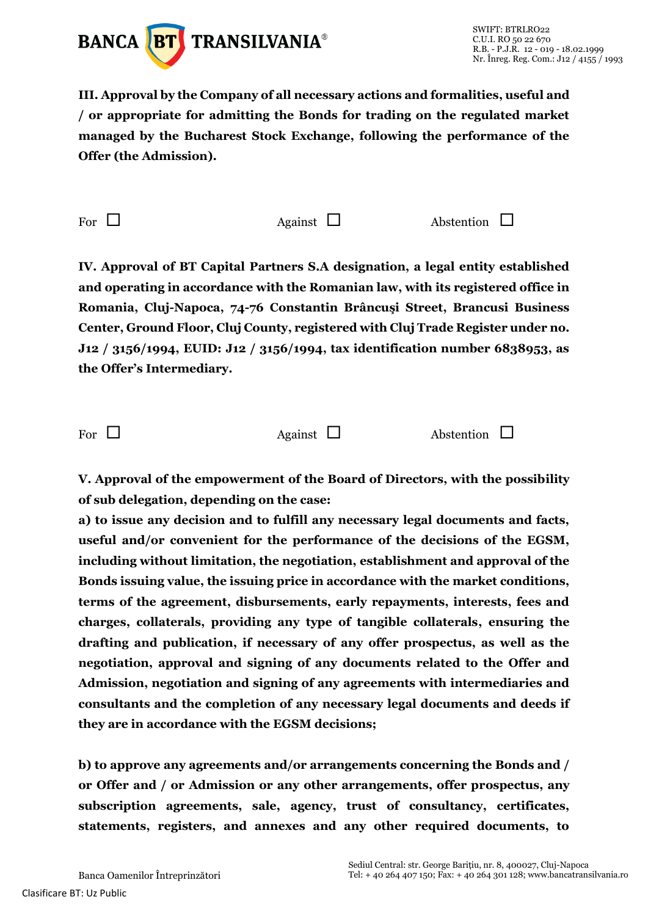**III. Approval by the Company of all necessary actions and formalities, useful and / or appropriate for admitting the Bonds for trading on the regulated market managed by the Bucharest Stock Exchange, following the performance of the Offer (the Admission).**

For ☐ Against ☐ Abstention ☐

**IV. Approval of BT Capital Partners S.A designation, a legal entity established and operating in accordance with the Romanian law, with its registered office in Romania, Cluj-Napoca, 74-76 Constantin Brâncuşi Street, Brancusi Business Center, Ground Floor, Cluj County, registered with Cluj Trade Register under no. J12 / 3156/1994, EUID: J12 / 3156/1994, tax identification number 6838953, as the Offer's Intermediary.**

For ☐ Against ☐ Abstention ☐

**V. Approval of the empowerment of the Board of Directors, with the possibility of sub delegation, depending on the case:**

**a) to issue any decision and to fulfill any necessary legal documents and facts, useful and/or convenient for the performance of the decisions of the EGSM, including without limitation, the negotiation, establishment and approval of the Bonds issuing value, the issuing price in accordance with the market conditions, terms of the agreement, disbursements, early repayments, interests, fees and charges, collaterals, providing any type of tangible collaterals, ensuring the drafting and publication, if necessary of any offer prospectus, as well as the negotiation, approval and signing of any documents related to the Offer and Admission, negotiation and signing of any agreements with intermediaries and consultants and the completion of any necessary legal documents and deeds if they are in accordance with the EGSM decisions;**

**b) to approve any agreements and/or arrangements concerning the Bonds and / or Offer and / or Admission or any other arrangements, offer prospectus, any subscription agreements, sale, agency, trust of consultancy, certificates, statements, registers, and annexes and any other required documents, to**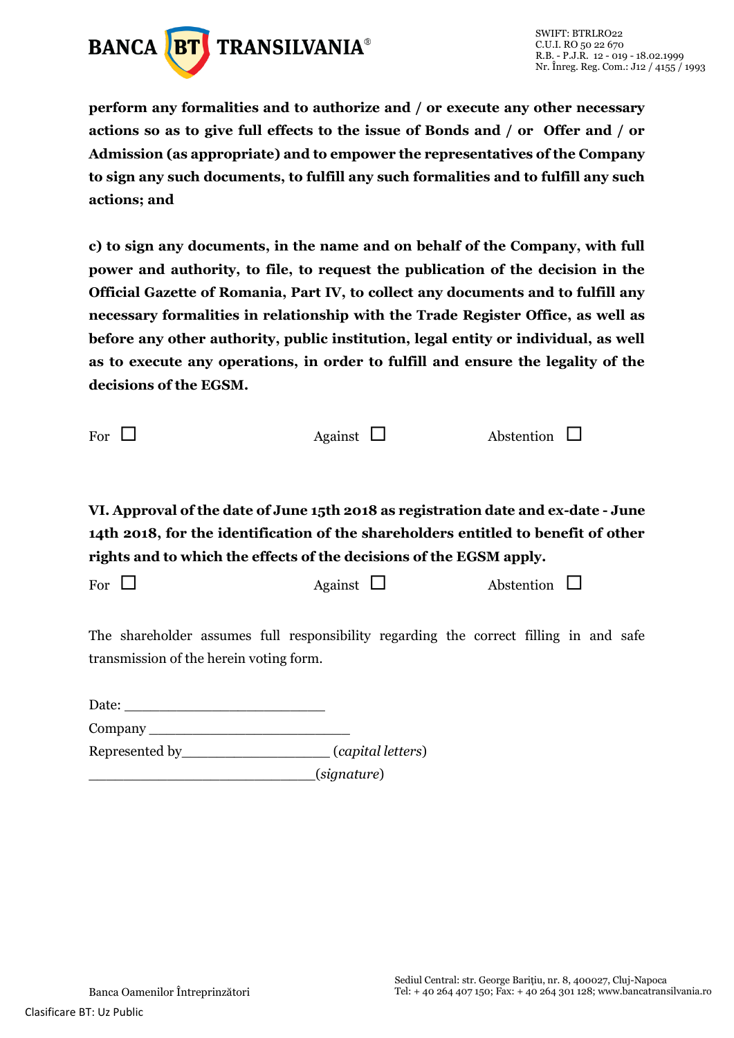**perform any formalities and to authorize and / or execute any other necessary actions so as to give full effects to the issue of Bonds and / or Offer and / or Admission (as appropriate) and to empower the representatives of the Company to sign any such documents, to fulfill any such formalities and to fulfill any such actions; and**

**c) to sign any documents, in the name and on behalf of the Company, with full power and authority, to file, to request the publication of the decision in the Official Gazette of Romania, Part IV, to collect any documents and to fulfill any necessary formalities in relationship with the Trade Register Office, as well as before any other authority, public institution, legal entity or individual, as well as to execute any operations, in order to fulfill and ensure the legality of the decisions of the EGSM.**

For ☐ Against ☐ Abstention ☐

**VI. Approval of the date of June 15th 2018 as registration date and ex-date - June 14th 2018, for the identification of the shareholders entitled to benefit of other rights and to which the effects of the decisions of the EGSM apply.**

For ☐ Against ☐ Abstention ☐

The shareholder assumes full responsibility regarding the correct filling in and safe transmission of the herein voting form.

Date: ________________________

Company ________________________

Represented by_________________ (*capital letters*)

___________________________(*signature*)